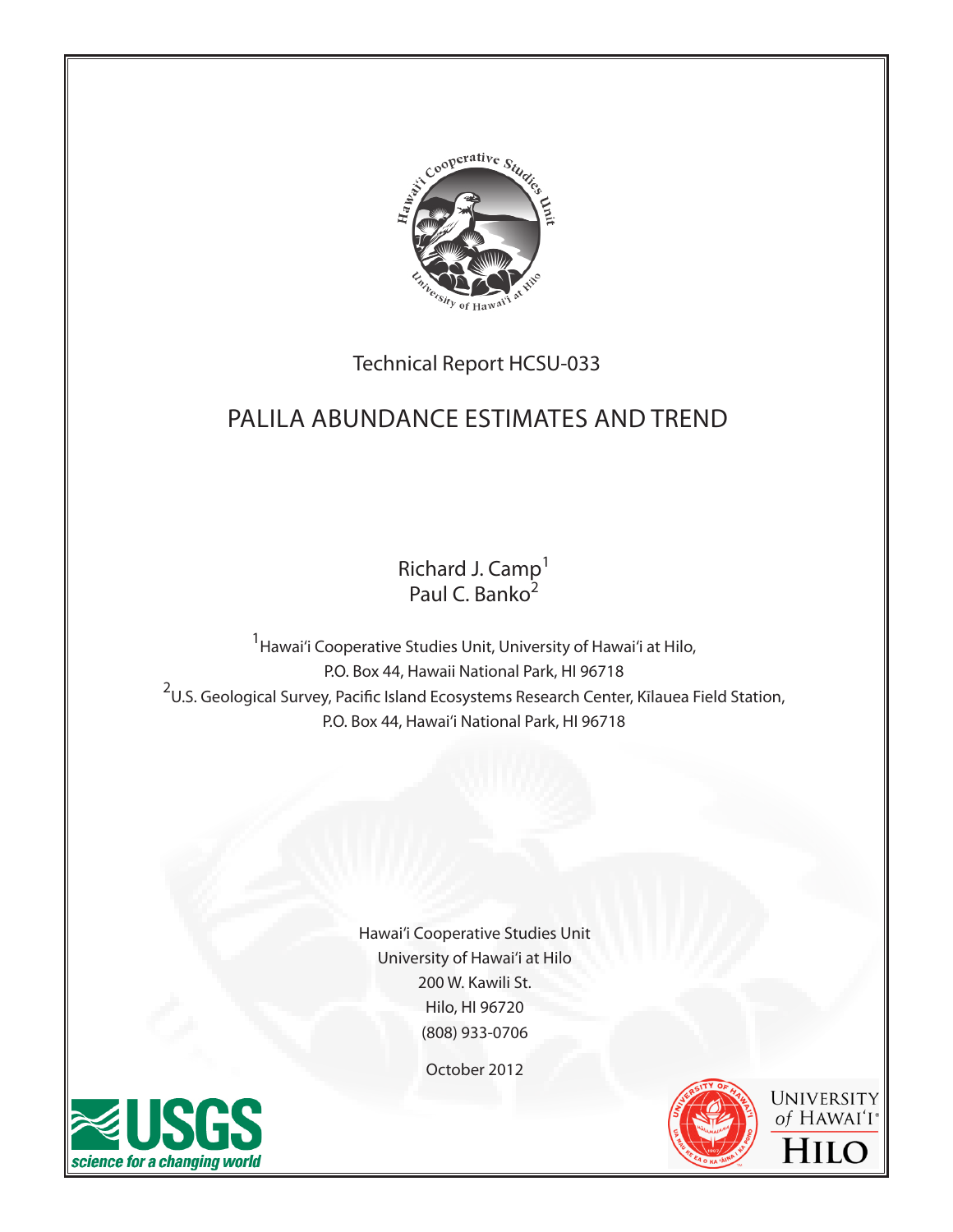Technical Report HCSU-033

# PALILA ABUNDANCE ESTIMATES AND TREND

Richard J. Camp[1]
Paul C. Banko[2]

[1]Hawai'i Cooperative Studies Unit, University of Hawai'i at Hilo,
P.O. Box 44, Hawaii National Park, HI 96718
[2]U.S. Geological Survey, Pacific Island Ecosystems Research Center, Kīlauea Field Station,
P.O. Box 44, Hawai'i National Park, HI 96718

Hawai'i Cooperative Studies Unit
University of Hawai'i at Hilo
200 W. Kawili St.
Hilo, HI 96720
(808) 933-0706

October 2012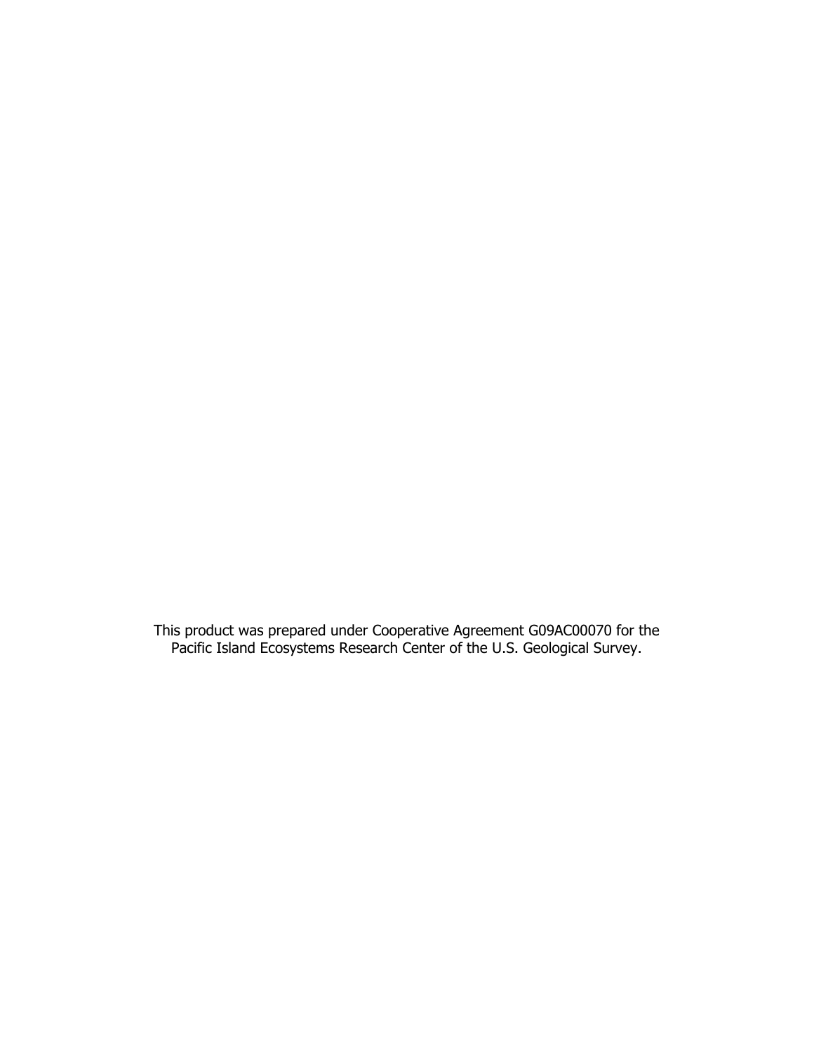This product was prepared under Cooperative Agreement G09AC00070 for the Pacific Island Ecosystems Research Center of the U.S. Geological Survey.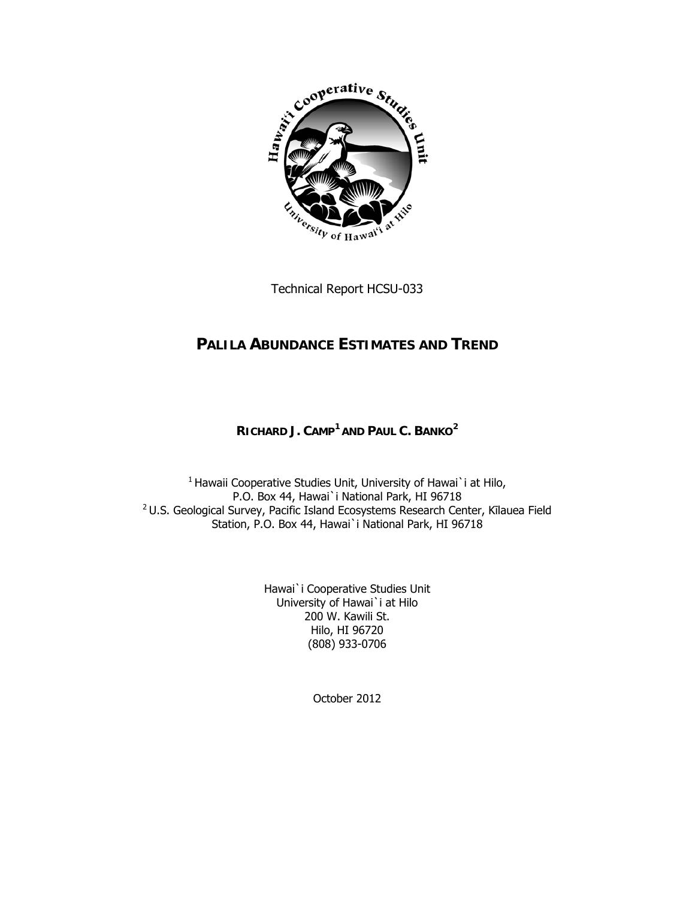Technical Report HCSU-033

# PALILA ABUNDANCE ESTIMATES AND TREND

**RICHARD J. CAMP[1] AND PAUL C. BANKO[2]**

[1] Hawaii Cooperative Studies Unit, University of Hawai`i at Hilo,
P.O. Box 44, Hawai`i National Park, HI 96718
[2] U.S. Geological Survey, Pacific Island Ecosystems Research Center, Kīlauea Field Station, P.O. Box 44, Hawai`i National Park, HI 96718

Hawai`i Cooperative Studies Unit
University of Hawai`i at Hilo
200 W. Kawili St.
Hilo, HI 96720
(808) 933-0706

October 2012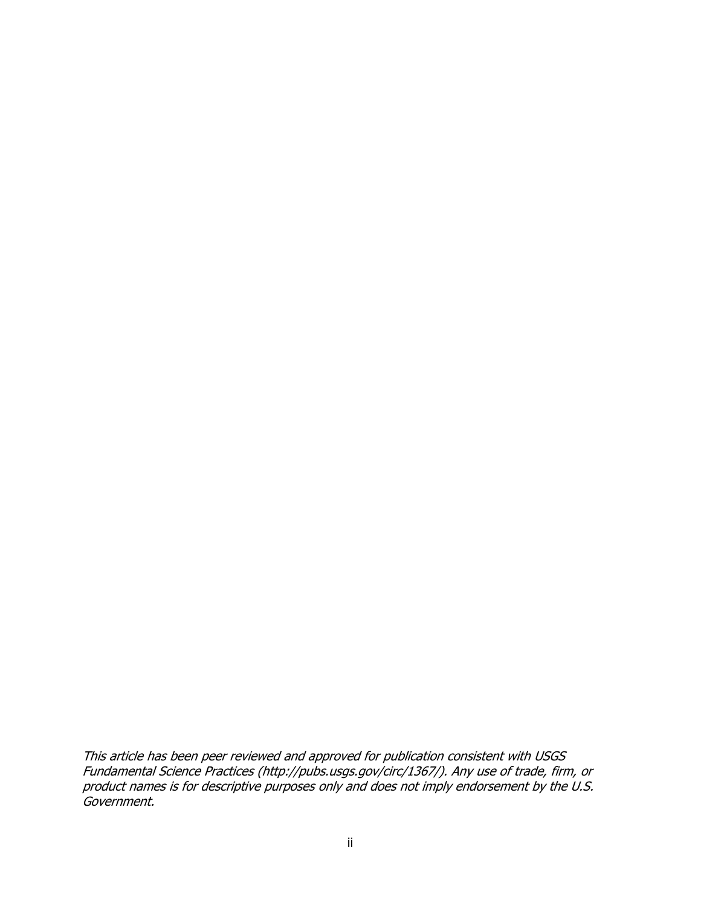*This article has been peer reviewed and approved for publication consistent with USGS Fundamental Science Practices (http://pubs.usgs.gov/circ/1367/). Any use of trade, firm, or product names is for descriptive purposes only and does not imply endorsement by the U.S. Government.*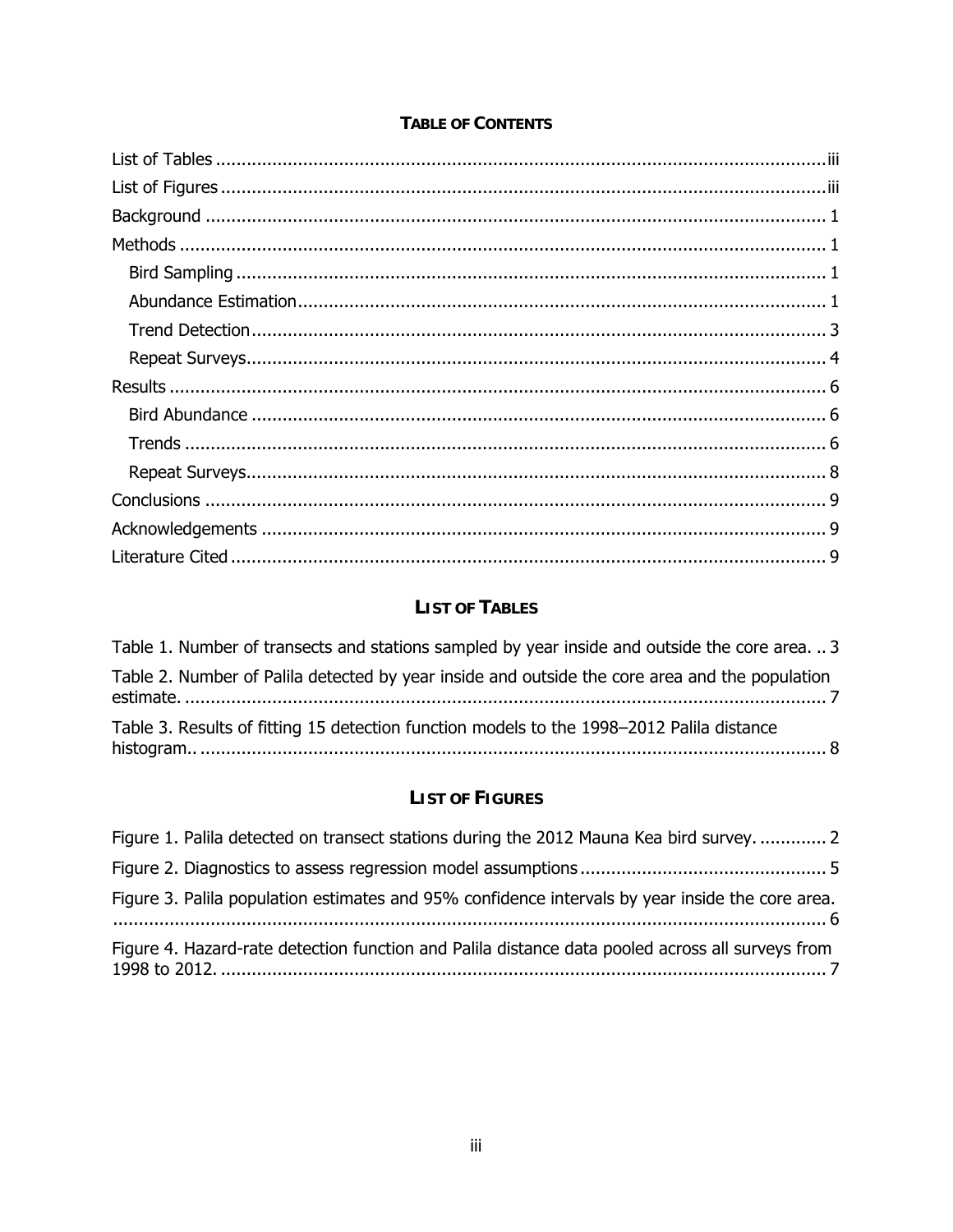## TABLE OF CONTENTS

List of Tables ........................................................................................................................iii

List of Figures ......................................................................................................................iii

Background ........................................................................................................................ 1

Methods ............................................................................................................................. 1

- Bird Sampling ................................................................................................................... 1
- Abundance Estimation...................................................................................................... 1
- Trend Detection................................................................................................................ 3
- Repeat Surveys................................................................................................................ 4

Results ............................................................................................................................... 6

- Bird Abundance ............................................................................................................... 6
- Trends ............................................................................................................................. 6
- Repeat Surveys................................................................................................................ 8

Conclusions ........................................................................................................................ 9

Acknowledgements ............................................................................................................. 9

Literature Cited ................................................................................................................... 9

## LIST OF TABLES

Table 1. Number of transects and stations sampled by year inside and outside the core area. .. 3

Table 2. Number of Palila detected by year inside and outside the core area and the population estimate. ............................................................................................................................ 7

Table 3. Results of fitting 15 detection function models to the 1998–2012 Palila distance histogram.. ......................................................................................................................... 8

## LIST OF FIGURES

Figure 1. Palila detected on transect stations during the 2012 Mauna Kea bird survey. ............. 2

Figure 2. Diagnostics to assess regression model assumptions ................................................ 5

Figure 3. Palila population estimates and 95% confidence intervals by year inside the core area. ......................................................................................................................................... 6

Figure 4. Hazard-rate detection function and Palila distance data pooled across all surveys from 1998 to 2012. ..................................................................................................................... 7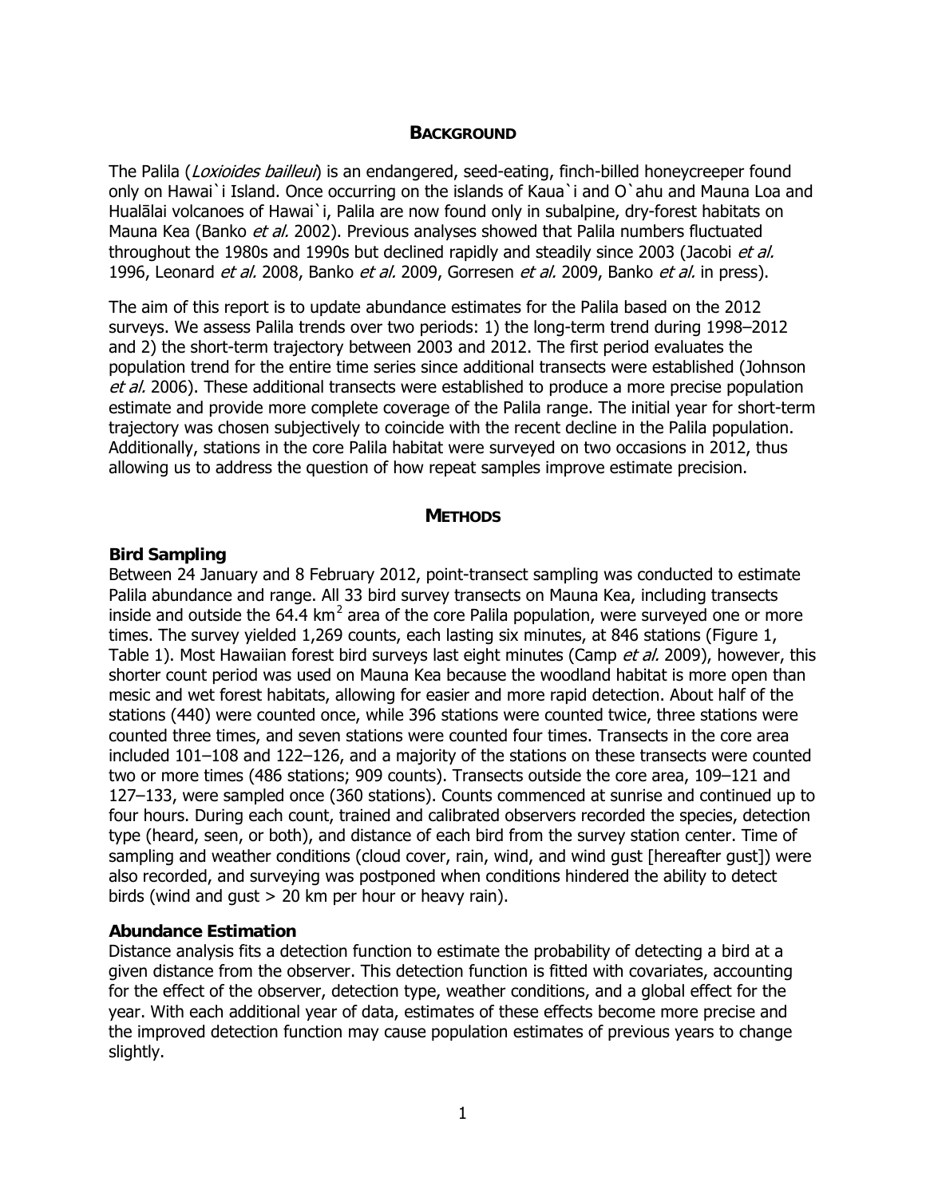## BACKGROUND

The Palila (*Loxioides bailleui*) is an endangered, seed-eating, finch-billed honeycreeper found only on Hawai`i Island. Once occurring on the islands of Kaua`i and O`ahu and Mauna Loa and Hualālai volcanoes of Hawai`i, Palila are now found only in subalpine, dry-forest habitats on Mauna Kea (Banko *et al.* 2002). Previous analyses showed that Palila numbers fluctuated throughout the 1980s and 1990s but declined rapidly and steadily since 2003 (Jacobi *et al.* 1996, Leonard *et al.* 2008, Banko *et al.* 2009, Gorresen *et al.* 2009, Banko *et al.* in press).

The aim of this report is to update abundance estimates for the Palila based on the 2012 surveys. We assess Palila trends over two periods: 1) the long-term trend during 1998–2012 and 2) the short-term trajectory between 2003 and 2012. The first period evaluates the population trend for the entire time series since additional transects were established (Johnson *et al.* 2006). These additional transects were established to produce a more precise population estimate and provide more complete coverage of the Palila range. The initial year for short-term trajectory was chosen subjectively to coincide with the recent decline in the Palila population. Additionally, stations in the core Palila habitat were surveyed on two occasions in 2012, thus allowing us to address the question of how repeat samples improve estimate precision.

## METHODS

### Bird Sampling

Between 24 January and 8 February 2012, point-transect sampling was conducted to estimate Palila abundance and range. All 33 bird survey transects on Mauna Kea, including transects inside and outside the 64.4 $km^2$ area of the core Palila population, were surveyed one or more times. The survey yielded 1,269 counts, each lasting six minutes, at 846 stations (Figure 1, Table 1). Most Hawaiian forest bird surveys last eight minutes (Camp *et al.* 2009), however, this shorter count period was used on Mauna Kea because the woodland habitat is more open than mesic and wet forest habitats, allowing for easier and more rapid detection. About half of the stations (440) were counted once, while 396 stations were counted twice, three stations were counted three times, and seven stations were counted four times. Transects in the core area included 101–108 and 122–126, and a majority of the stations on these transects were counted two or more times (486 stations; 909 counts). Transects outside the core area, 109–121 and 127–133, were sampled once (360 stations). Counts commenced at sunrise and continued up to four hours. During each count, trained and calibrated observers recorded the species, detection type (heard, seen, or both), and distance of each bird from the survey station center. Time of sampling and weather conditions (cloud cover, rain, wind, and wind gust [hereafter gust]) were also recorded, and surveying was postponed when conditions hindered the ability to detect birds (wind and gust > 20 km per hour or heavy rain).

### Abundance Estimation

Distance analysis fits a detection function to estimate the probability of detecting a bird at a given distance from the observer. This detection function is fitted with covariates, accounting for the effect of the observer, detection type, weather conditions, and a global effect for the year. With each additional year of data, estimates of these effects become more precise and the improved detection function may cause population estimates of previous years to change slightly.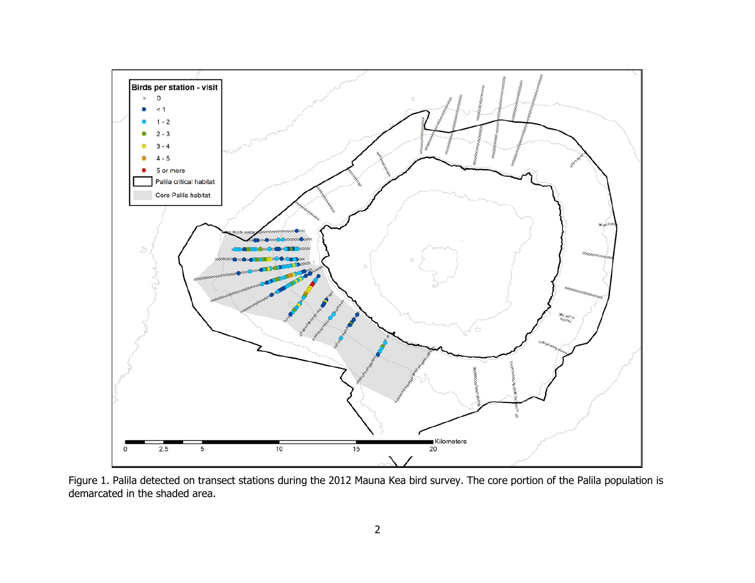Figure 1. Palila detected on transect stations during the 2012 Mauna Kea bird survey. The core portion of the Palila population is demarcated in the shaded area.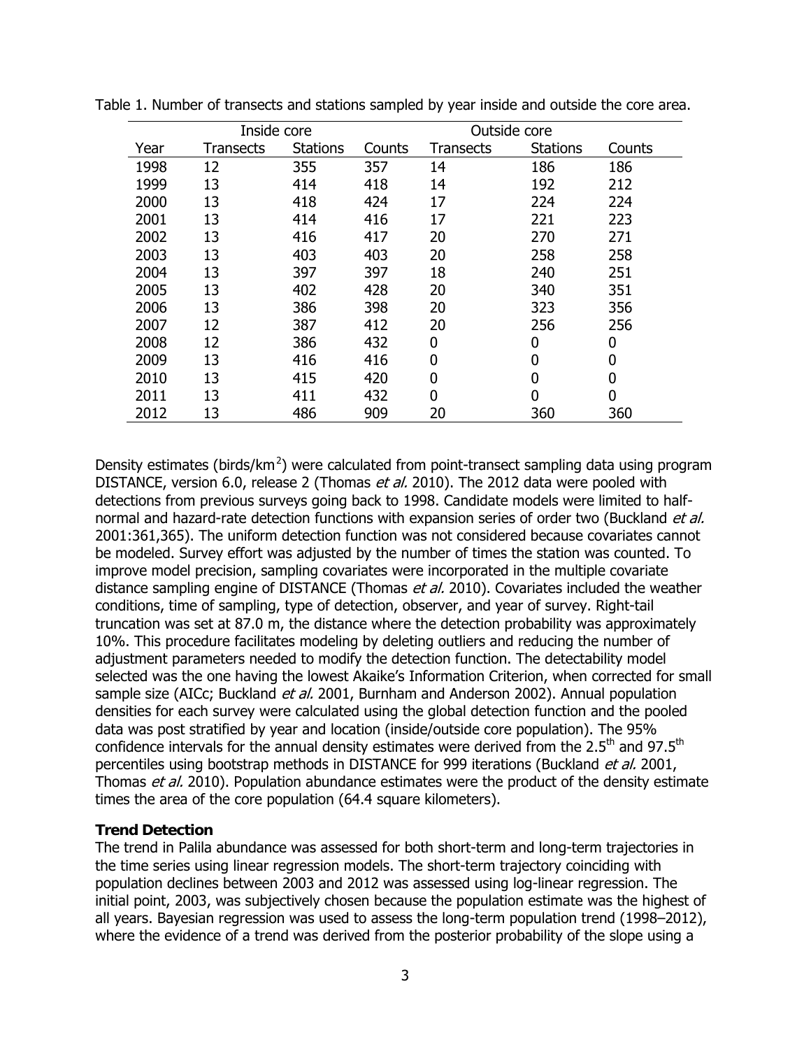Table 1. Number of transects and stations sampled by year inside and outside the core area.

| | Inside core | | | Outside core | | |
|---|---|---|---|---|---|---|
| Year | Transects | Stations | Counts | Transects | Stations | Counts |
| 1998 | 12 | 355 | 357 | 14 | 186 | 186 |
| 1999 | 13 | 414 | 418 | 14 | 192 | 212 |
| 2000 | 13 | 418 | 424 | 17 | 224 | 224 |
| 2001 | 13 | 414 | 416 | 17 | 221 | 223 |
| 2002 | 13 | 416 | 417 | 20 | 270 | 271 |
| 2003 | 13 | 403 | 403 | 20 | 258 | 258 |
| 2004 | 13 | 397 | 397 | 18 | 240 | 251 |
| 2005 | 13 | 402 | 428 | 20 | 340 | 351 |
| 2006 | 13 | 386 | 398 | 20 | 323 | 356 |
| 2007 | 12 | 387 | 412 | 20 | 256 | 256 |
| 2008 | 12 | 386 | 432 | 0 | 0 | 0 |
| 2009 | 13 | 416 | 416 | 0 | 0 | 0 |
| 2010 | 13 | 415 | 420 | 0 | 0 | 0 |
| 2011 | 13 | 411 | 432 | 0 | 0 | 0 |
| 2012 | 13 | 486 | 909 | 20 | 360 | 360 |

Density estimates (birds/km$^2$) were calculated from point-transect sampling data using program DISTANCE, version 6.0, release 2 (Thomas *et al.* 2010). The 2012 data were pooled with detections from previous surveys going back to 1998. Candidate models were limited to half-normal and hazard-rate detection functions with expansion series of order two (Buckland *et al.* 2001:361,365). The uniform detection function was not considered because covariates cannot be modeled. Survey effort was adjusted by the number of times the station was counted. To improve model precision, sampling covariates were incorporated in the multiple covariate distance sampling engine of DISTANCE (Thomas *et al.* 2010). Covariates included the weather conditions, time of sampling, type of detection, observer, and year of survey. Right-tail truncation was set at 87.0 m, the distance where the detection probability was approximately 10%. This procedure facilitates modeling by deleting outliers and reducing the number of adjustment parameters needed to modify the detection function. The detectability model selected was the one having the lowest Akaike's Information Criterion, when corrected for small sample size (AICc; Buckland *et al.* 2001, Burnham and Anderson 2002). Annual population densities for each survey were calculated using the global detection function and the pooled data was post stratified by year and location (inside/outside core population). The 95% confidence intervals for the annual density estimates were derived from the 2.5$^{th}$ and 97.5$^{th}$ percentiles using bootstrap methods in DISTANCE for 999 iterations (Buckland *et al.* 2001, Thomas *et al.* 2010). Population abundance estimates were the product of the density estimate times the area of the core population (64.4 square kilometers).

**Trend Detection**

The trend in Palila abundance was assessed for both short-term and long-term trajectories in the time series using linear regression models. The short-term trajectory coinciding with population declines between 2003 and 2012 was assessed using log-linear regression. The initial point, 2003, was subjectively chosen because the population estimate was the highest of all years. Bayesian regression was used to assess the long-term population trend (1998–2012), where the evidence of a trend was derived from the posterior probability of the slope using a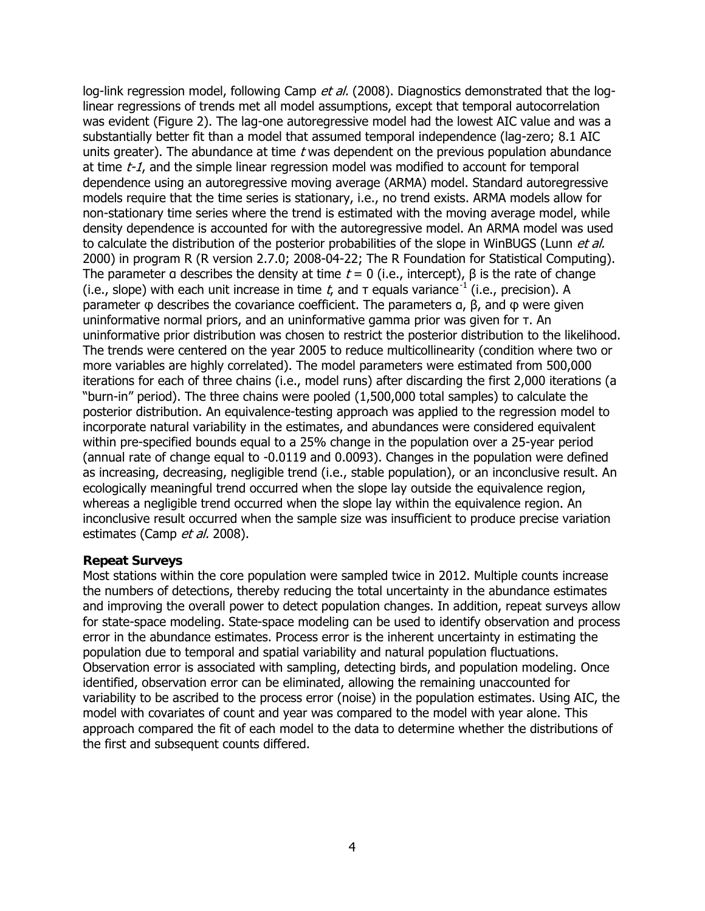log-link regression model, following Camp *et al.* (2008). Diagnostics demonstrated that the log-linear regressions of trends met all model assumptions, except that temporal autocorrelation was evident (Figure 2). The lag-one autoregressive model had the lowest AIC value and was a substantially better fit than a model that assumed temporal independence (lag-zero; 8.1 AIC units greater). The abundance at time $t$ was dependent on the previous population abundance at time $t-1$, and the simple linear regression model was modified to account for temporal dependence using an autoregressive moving average (ARMA) model. Standard autoregressive models require that the time series is stationary, i.e., no trend exists. ARMA models allow for non-stationary time series where the trend is estimated with the moving average model, while density dependence is accounted for with the autoregressive model. An ARMA model was used to calculate the distribution of the posterior probabilities of the slope in WinBUGS (Lunn *et al.* 2000) in program R (R version 2.7.0; 2008-04-22; The R Foundation for Statistical Computing). The parameter $\alpha$ describes the density at time $t = 0$ (i.e., intercept), $\beta$ is the rate of change (i.e., slope) with each unit increase in time $t$, and $\tau$ equals variance$^{-1}$ (i.e., precision). A parameter $\varphi$ describes the covariance coefficient. The parameters $\alpha$, $\beta$, and $\varphi$ were given uninformative normal priors, and an uninformative gamma prior was given for $\tau$. An uninformative prior distribution was chosen to restrict the posterior distribution to the likelihood. The trends were centered on the year 2005 to reduce multicollinearity (condition where two or more variables are highly correlated). The model parameters were estimated from 500,000 iterations for each of three chains (i.e., model runs) after discarding the first 2,000 iterations (a "burn-in" period). The three chains were pooled (1,500,000 total samples) to calculate the posterior distribution. An equivalence-testing approach was applied to the regression model to incorporate natural variability in the estimates, and abundances were considered equivalent within pre-specified bounds equal to a 25% change in the population over a 25-year period (annual rate of change equal to -0.0119 and 0.0093). Changes in the population were defined as increasing, decreasing, negligible trend (i.e., stable population), or an inconclusive result. An ecologically meaningful trend occurred when the slope lay outside the equivalence region, whereas a negligible trend occurred when the slope lay within the equivalence region. An inconclusive result occurred when the sample size was insufficient to produce precise variation estimates (Camp *et al.* 2008).

**Repeat Surveys**

Most stations within the core population were sampled twice in 2012. Multiple counts increase the numbers of detections, thereby reducing the total uncertainty in the abundance estimates and improving the overall power to detect population changes. In addition, repeat surveys allow for state-space modeling. State-space modeling can be used to identify observation and process error in the abundance estimates. Process error is the inherent uncertainty in estimating the population due to temporal and spatial variability and natural population fluctuations. Observation error is associated with sampling, detecting birds, and population modeling. Once identified, observation error can be eliminated, allowing the remaining unaccounted for variability to be ascribed to the process error (noise) in the population estimates. Using AIC, the model with covariates of count and year was compared to the model with year alone. This approach compared the fit of each model to the data to determine whether the distributions of the first and subsequent counts differed.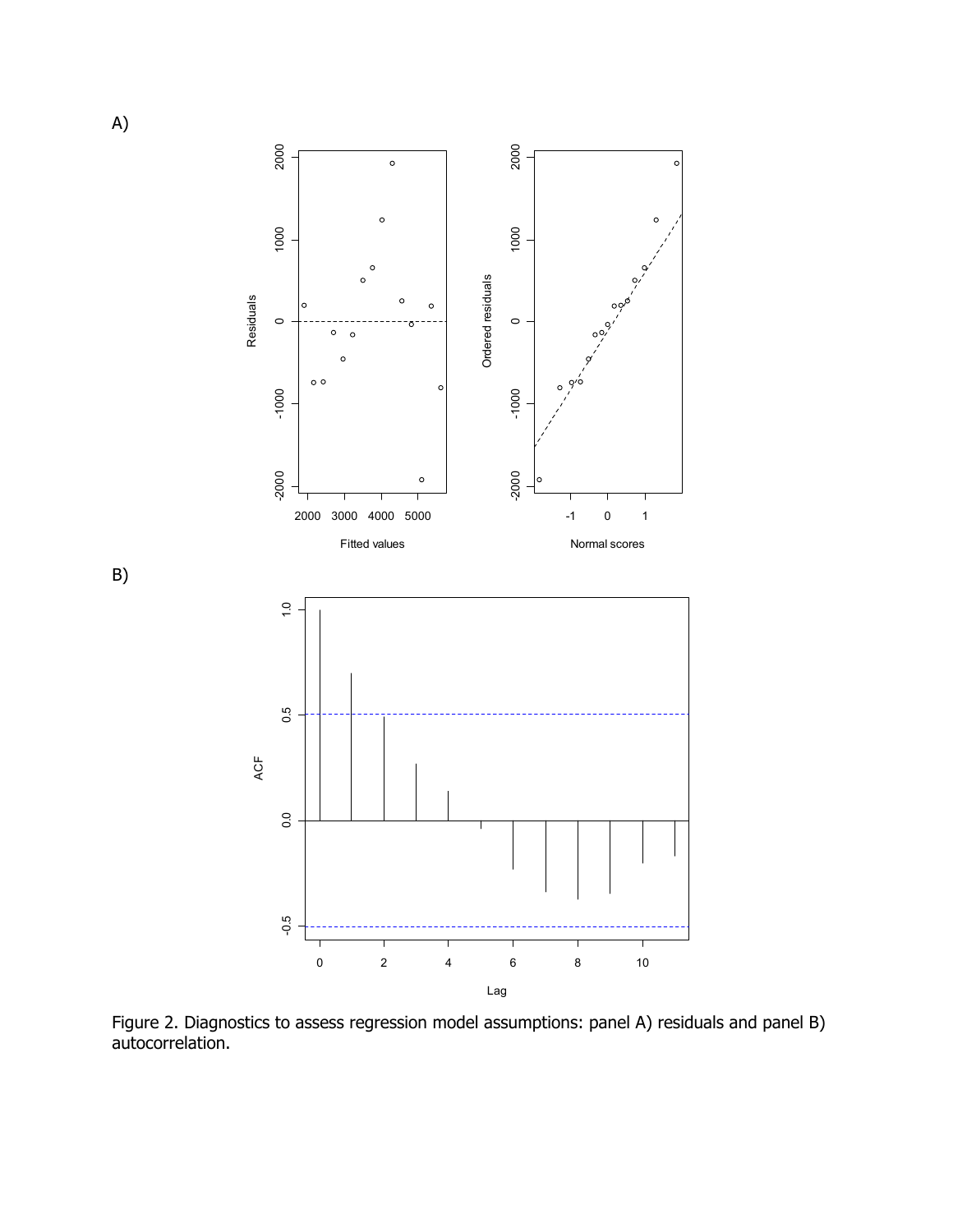A)

B)

Figure 2. Diagnostics to assess regression model assumptions: panel A) residuals and panel B) autocorrelation.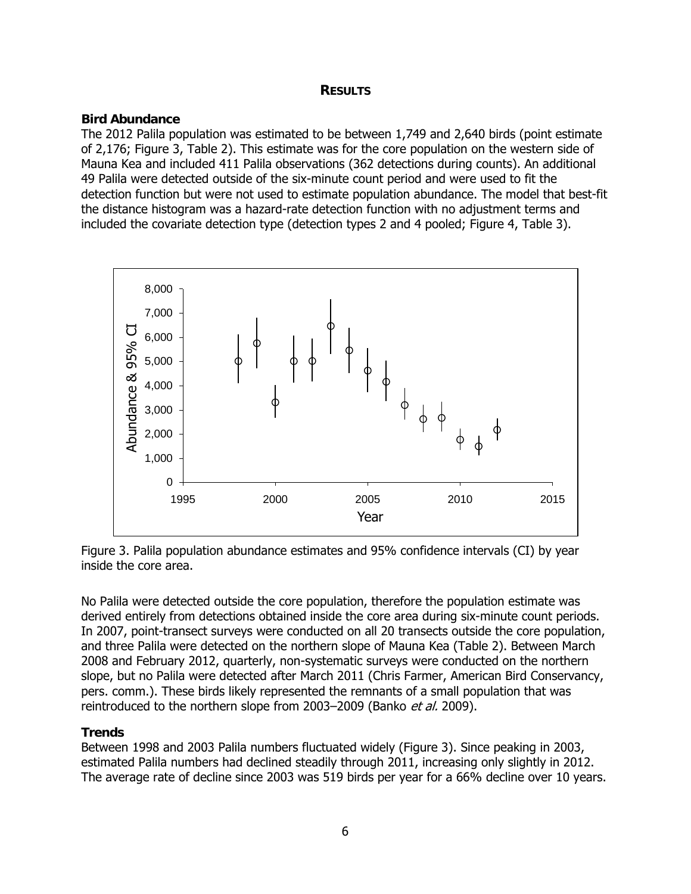## RESULTS

### Bird Abundance

The 2012 Palila population was estimated to be between 1,749 and 2,640 birds (point estimate of 2,176; Figure 3, Table 2). This estimate was for the core population on the western side of Mauna Kea and included 411 Palila observations (362 detections during counts). An additional 49 Palila were detected outside of the six-minute count period and were used to fit the detection function but were not used to estimate population abundance. The model that best-fit the distance histogram was a hazard-rate detection function with no adjustment terms and included the covariate detection type (detection types 2 and 4 pooled; Figure 4, Table 3).

Figure 3. Palila population abundance estimates and 95% confidence intervals (CI) by year inside the core area.

No Palila were detected outside the core population, therefore the population estimate was derived entirely from detections obtained inside the core area during six-minute count periods. In 2007, point-transect surveys were conducted on all 20 transects outside the core population, and three Palila were detected on the northern slope of Mauna Kea (Table 2). Between March 2008 and February 2012, quarterly, non-systematic surveys were conducted on the northern slope, but no Palila were detected after March 2011 (Chris Farmer, American Bird Conservancy, pers. comm.). These birds likely represented the remnants of a small population that was reintroduced to the northern slope from 2003–2009 (Banko *et al.* 2009).

### Trends

Between 1998 and 2003 Palila numbers fluctuated widely (Figure 3). Since peaking in 2003, estimated Palila numbers had declined steadily through 2011, increasing only slightly in 2012. The average rate of decline since 2003 was 519 birds per year for a 66% decline over 10 years.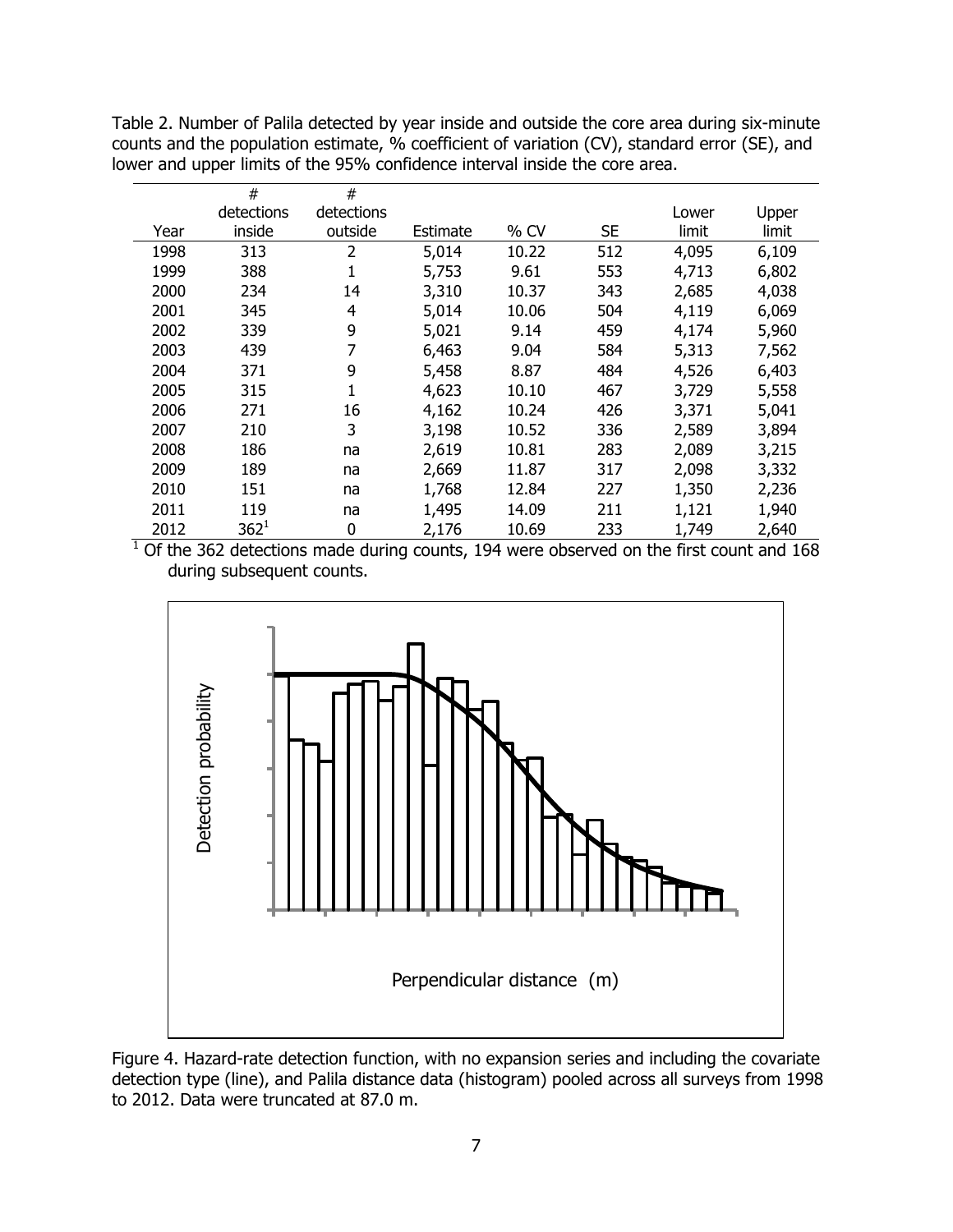Table 2. Number of Palila detected by year inside and outside the core area during six-minute counts and the population estimate, % coefficient of variation (CV), standard error (SE), and lower and upper limits of the 95% confidence interval inside the core area.

| Year | # detections inside | # detections outside | Estimate | % CV | SE | Lower limit | Upper limit |
|---|---|---|---|---|---|---|---|
| 1998 | 313 | 2 | 5,014 | 10.22 | 512 | 4,095 | 6,109 |
| 1999 | 388 | 1 | 5,753 | 9.61 | 553 | 4,713 | 6,802 |
| 2000 | 234 | 14 | 3,310 | 10.37 | 343 | 2,685 | 4,038 |
| 2001 | 345 | 4 | 5,014 | 10.06 | 504 | 4,119 | 6,069 |
| 2002 | 339 | 9 | 5,021 | 9.14 | 459 | 4,174 | 5,960 |
| 2003 | 439 | 7 | 6,463 | 9.04 | 584 | 5,313 | 7,562 |
| 2004 | 371 | 9 | 5,458 | 8.87 | 484 | 4,526 | 6,403 |
| 2005 | 315 | 1 | 4,623 | 10.10 | 467 | 3,729 | 5,558 |
| 2006 | 271 | 16 | 4,162 | 10.24 | 426 | 3,371 | 5,041 |
| 2007 | 210 | 3 | 3,198 | 10.52 | 336 | 2,589 | 3,894 |
| 2008 | 186 | na | 2,619 | 10.81 | 283 | 2,089 | 3,215 |
| 2009 | 189 | na | 2,669 | 11.87 | 317 | 2,098 | 3,332 |
| 2010 | 151 | na | 1,768 | 12.84 | 227 | 1,350 | 2,236 |
| 2011 | 119 | na | 1,495 | 14.09 | 211 | 1,121 | 1,940 |
| 2012 | 362[1] | 0 | 2,176 | 10.69 | 233 | 1,749 | 2,640 |

[1] Of the 362 detections made during counts, 194 were observed on the first count and 168 during subsequent counts.

Figure 4. Hazard-rate detection function, with no expansion series and including the covariate detection type (line), and Palila distance data (histogram) pooled across all surveys from 1998 to 2012. Data were truncated at 87.0 m.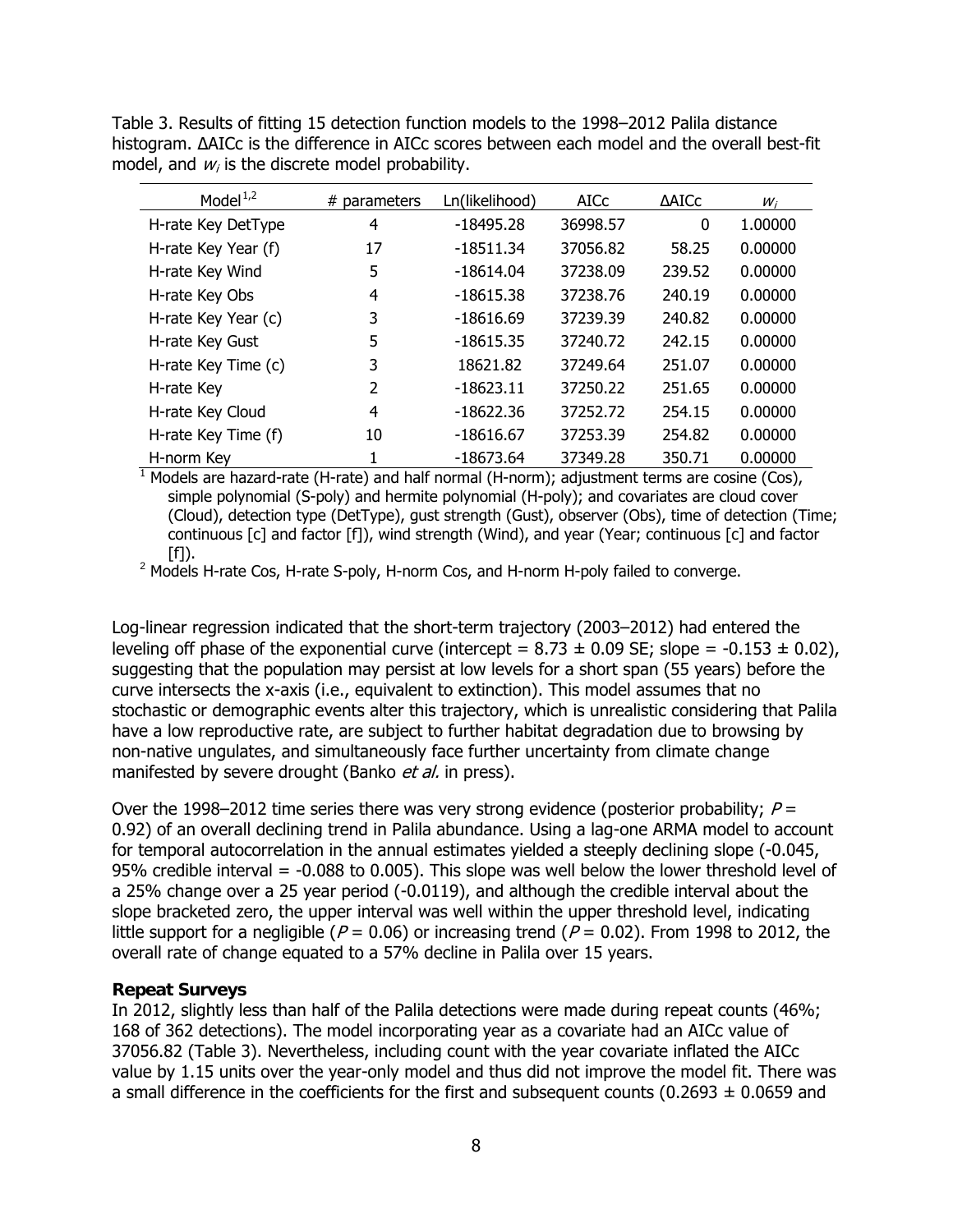Table 3. Results of fitting 15 detection function models to the 1998–2012 Palila distance histogram. ΔAICc is the difference in AICc scores between each model and the overall best-fit model, and $w_i$ is the discrete model probability.

| Model[1,2] | # parameters | Ln(likelihood) | AICc | ΔAICc | $w_i$ |
|---|---|---|---|---|---|
| H-rate Key DetType | 4 | -18495.28 | 36998.57 | 0 | 1.00000 |
| H-rate Key Year (f) | 17 | -18511.34 | 37056.82 | 58.25 | 0.00000 |
| H-rate Key Wind | 5 | -18614.04 | 37238.09 | 239.52 | 0.00000 |
| H-rate Key Obs | 4 | -18615.38 | 37238.76 | 240.19 | 0.00000 |
| H-rate Key Year (c) | 3 | -18616.69 | 37239.39 | 240.82 | 0.00000 |
| H-rate Key Gust | 5 | -18615.35 | 37240.72 | 242.15 | 0.00000 |
| H-rate Key Time (c) | 3 | 18621.82 | 37249.64 | 251.07 | 0.00000 |
| H-rate Key | 2 | -18623.11 | 37250.22 | 251.65 | 0.00000 |
| H-rate Key Cloud | 4 | -18622.36 | 37252.72 | 254.15 | 0.00000 |
| H-rate Key Time (f) | 10 | -18616.67 | 37253.39 | 254.82 | 0.00000 |
| H-norm Key | 1 | -18673.64 | 37349.28 | 350.71 | 0.00000 |

[1] Models are hazard-rate (H-rate) and half normal (H-norm); adjustment terms are cosine (Cos), simple polynomial (S-poly) and hermite polynomial (H-poly); and covariates are cloud cover (Cloud), detection type (DetType), gust strength (Gust), observer (Obs), time of detection (Time; continuous [c] and factor [f]), wind strength (Wind), and year (Year; continuous [c] and factor [f]).

[2] Models H-rate Cos, H-rate S-poly, H-norm Cos, and H-norm H-poly failed to converge.

Log-linear regression indicated that the short-term trajectory (2003–2012) had entered the leveling off phase of the exponential curve (intercept = 8.73 ± 0.09 SE; slope = -0.153 ± 0.02), suggesting that the population may persist at low levels for a short span (55 years) before the curve intersects the x-axis (i.e., equivalent to extinction). This model assumes that no stochastic or demographic events alter this trajectory, which is unrealistic considering that Palila have a low reproductive rate, are subject to further habitat degradation due to browsing by non-native ungulates, and simultaneously face further uncertainty from climate change manifested by severe drought (Banko *et al.* in press).

Over the 1998–2012 time series there was very strong evidence (posterior probability; $P$ = 0.92) of an overall declining trend in Palila abundance. Using a lag-one ARMA model to account for temporal autocorrelation in the annual estimates yielded a steeply declining slope (-0.045, 95% credible interval = -0.088 to 0.005). This slope was well below the lower threshold level of a 25% change over a 25 year period (-0.0119), and although the credible interval about the slope bracketed zero, the upper interval was well within the upper threshold level, indicating little support for a negligible ($P$ = 0.06) or increasing trend ($P$ = 0.02). From 1998 to 2012, the overall rate of change equated to a 57% decline in Palila over 15 years.

**Repeat Surveys**

In 2012, slightly less than half of the Palila detections were made during repeat counts (46%; 168 of 362 detections). The model incorporating year as a covariate had an AICc value of 37056.82 (Table 3). Nevertheless, including count with the year covariate inflated the AICc value by 1.15 units over the year-only model and thus did not improve the model fit. There was a small difference in the coefficients for the first and subsequent counts (0.2693 ± 0.0659 and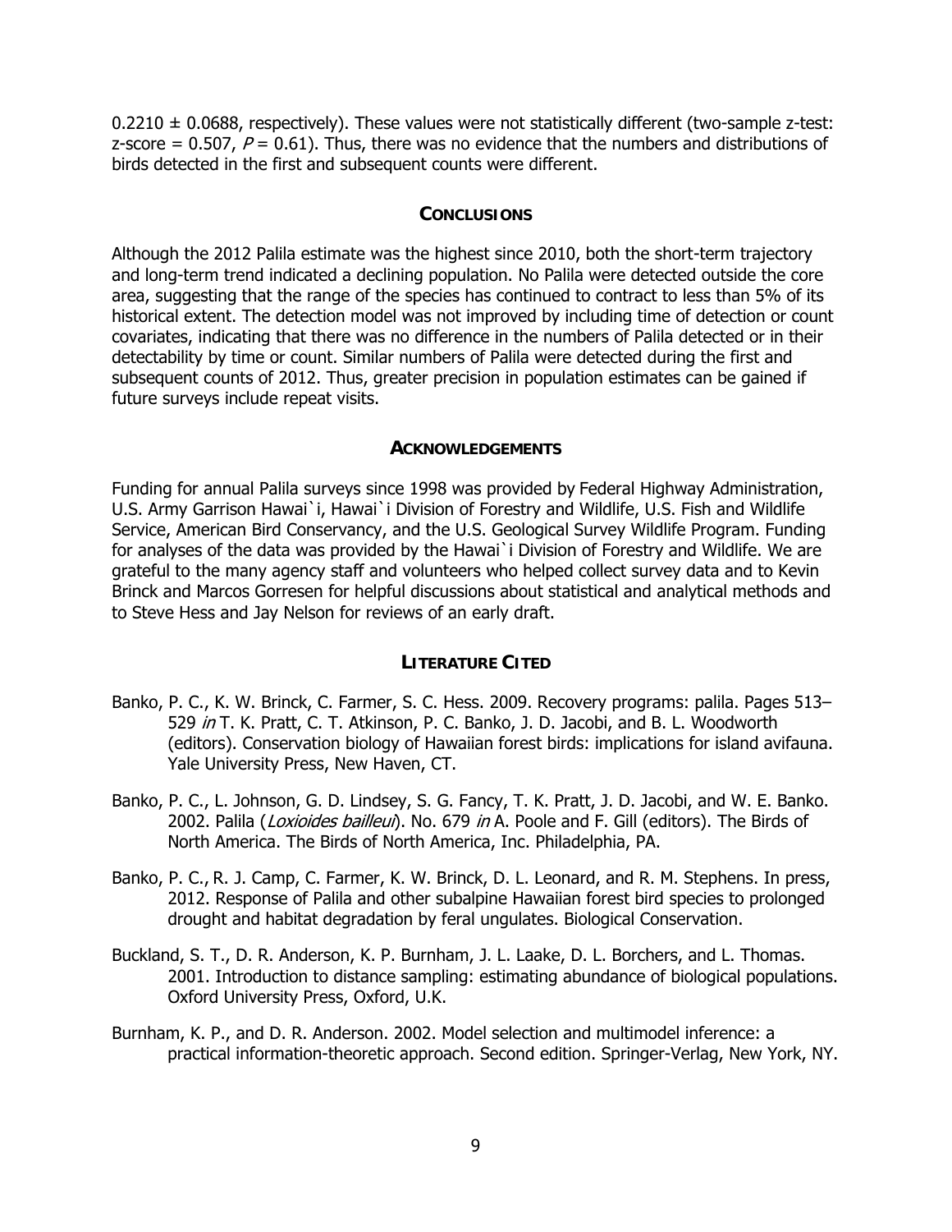0.2210 ± 0.0688, respectively). These values were not statistically different (two-sample z-test: z-score = 0.507, $P = 0.61$). Thus, there was no evidence that the numbers and distributions of birds detected in the first and subsequent counts were different.

## CONCLUSIONS

Although the 2012 Palila estimate was the highest since 2010, both the short-term trajectory and long-term trend indicated a declining population. No Palila were detected outside the core area, suggesting that the range of the species has continued to contract to less than 5% of its historical extent. The detection model was not improved by including time of detection or count covariates, indicating that there was no difference in the numbers of Palila detected or in their detectability by time or count. Similar numbers of Palila were detected during the first and subsequent counts of 2012. Thus, greater precision in population estimates can be gained if future surveys include repeat visits.

## ACKNOWLEDGEMENTS

Funding for annual Palila surveys since 1998 was provided by Federal Highway Administration, U.S. Army Garrison Hawai`i, Hawai`i Division of Forestry and Wildlife, U.S. Fish and Wildlife Service, American Bird Conservancy, and the U.S. Geological Survey Wildlife Program. Funding for analyses of the data was provided by the Hawai`i Division of Forestry and Wildlife. We are grateful to the many agency staff and volunteers who helped collect survey data and to Kevin Brinck and Marcos Gorresen for helpful discussions about statistical and analytical methods and to Steve Hess and Jay Nelson for reviews of an early draft.

## LITERATURE CITED

Banko, P. C., K. W. Brinck, C. Farmer, S. C. Hess. 2009. Recovery programs: palila. Pages 513–529 *in* T. K. Pratt, C. T. Atkinson, P. C. Banko, J. D. Jacobi, and B. L. Woodworth (editors). Conservation biology of Hawaiian forest birds: implications for island avifauna. Yale University Press, New Haven, CT.

Banko, P. C., L. Johnson, G. D. Lindsey, S. G. Fancy, T. K. Pratt, J. D. Jacobi, and W. E. Banko. 2002. Palila (*Loxioides bailleui*). No. 679 *in* A. Poole and F. Gill (editors). The Birds of North America. The Birds of North America, Inc. Philadelphia, PA.

Banko, P. C., R. J. Camp, C. Farmer, K. W. Brinck, D. L. Leonard, and R. M. Stephens. In press, 2012. Response of Palila and other subalpine Hawaiian forest bird species to prolonged drought and habitat degradation by feral ungulates. Biological Conservation.

Buckland, S. T., D. R. Anderson, K. P. Burnham, J. L. Laake, D. L. Borchers, and L. Thomas. 2001. Introduction to distance sampling: estimating abundance of biological populations. Oxford University Press, Oxford, U.K.

Burnham, K. P., and D. R. Anderson. 2002. Model selection and multimodel inference: a practical information-theoretic approach. Second edition. Springer-Verlag, New York, NY.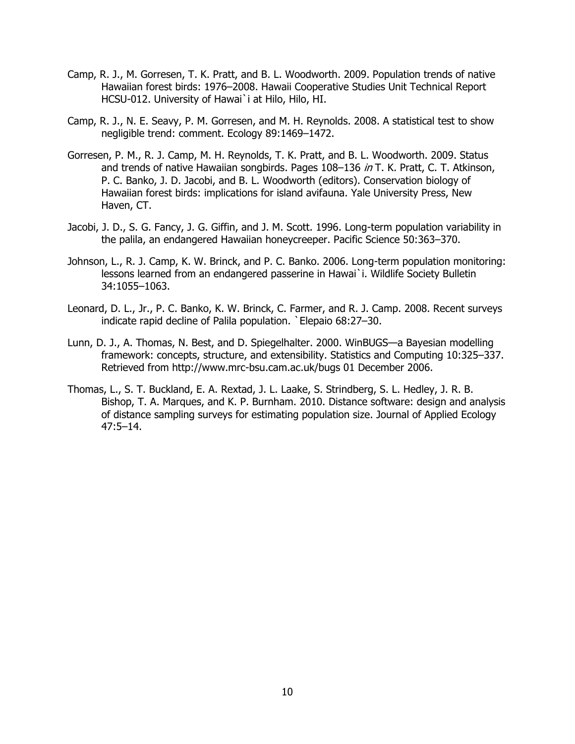Camp, R. J., M. Gorresen, T. K. Pratt, and B. L. Woodworth. 2009. Population trends of native Hawaiian forest birds: 1976–2008. Hawaii Cooperative Studies Unit Technical Report HCSU-012. University of Hawai`i at Hilo, Hilo, HI.

Camp, R. J., N. E. Seavy, P. M. Gorresen, and M. H. Reynolds. 2008. A statistical test to show negligible trend: comment. Ecology 89:1469–1472.

Gorresen, P. M., R. J. Camp, M. H. Reynolds, T. K. Pratt, and B. L. Woodworth. 2009. Status and trends of native Hawaiian songbirds. Pages 108–136 *in* T. K. Pratt, C. T. Atkinson, P. C. Banko, J. D. Jacobi, and B. L. Woodworth (editors). Conservation biology of Hawaiian forest birds: implications for island avifauna. Yale University Press, New Haven, CT.

Jacobi, J. D., S. G. Fancy, J. G. Giffin, and J. M. Scott. 1996. Long-term population variability in the palila, an endangered Hawaiian honeycreeper. Pacific Science 50:363–370.

Johnson, L., R. J. Camp, K. W. Brinck, and P. C. Banko. 2006. Long-term population monitoring: lessons learned from an endangered passerine in Hawai`i. Wildlife Society Bulletin 34:1055–1063.

Leonard, D. L., Jr., P. C. Banko, K. W. Brinck, C. Farmer, and R. J. Camp. 2008. Recent surveys indicate rapid decline of Palila population. `Elepaio 68:27–30.

Lunn, D. J., A. Thomas, N. Best, and D. Spiegelhalter. 2000. WinBUGS—a Bayesian modelling framework: concepts, structure, and extensibility. Statistics and Computing 10:325–337. Retrieved from http://www.mrc-bsu.cam.ac.uk/bugs 01 December 2006.

Thomas, L., S. T. Buckland, E. A. Rextad, J. L. Laake, S. Strindberg, S. L. Hedley, J. R. B. Bishop, T. A. Marques, and K. P. Burnham. 2010. Distance software: design and analysis of distance sampling surveys for estimating population size. Journal of Applied Ecology 47:5–14.